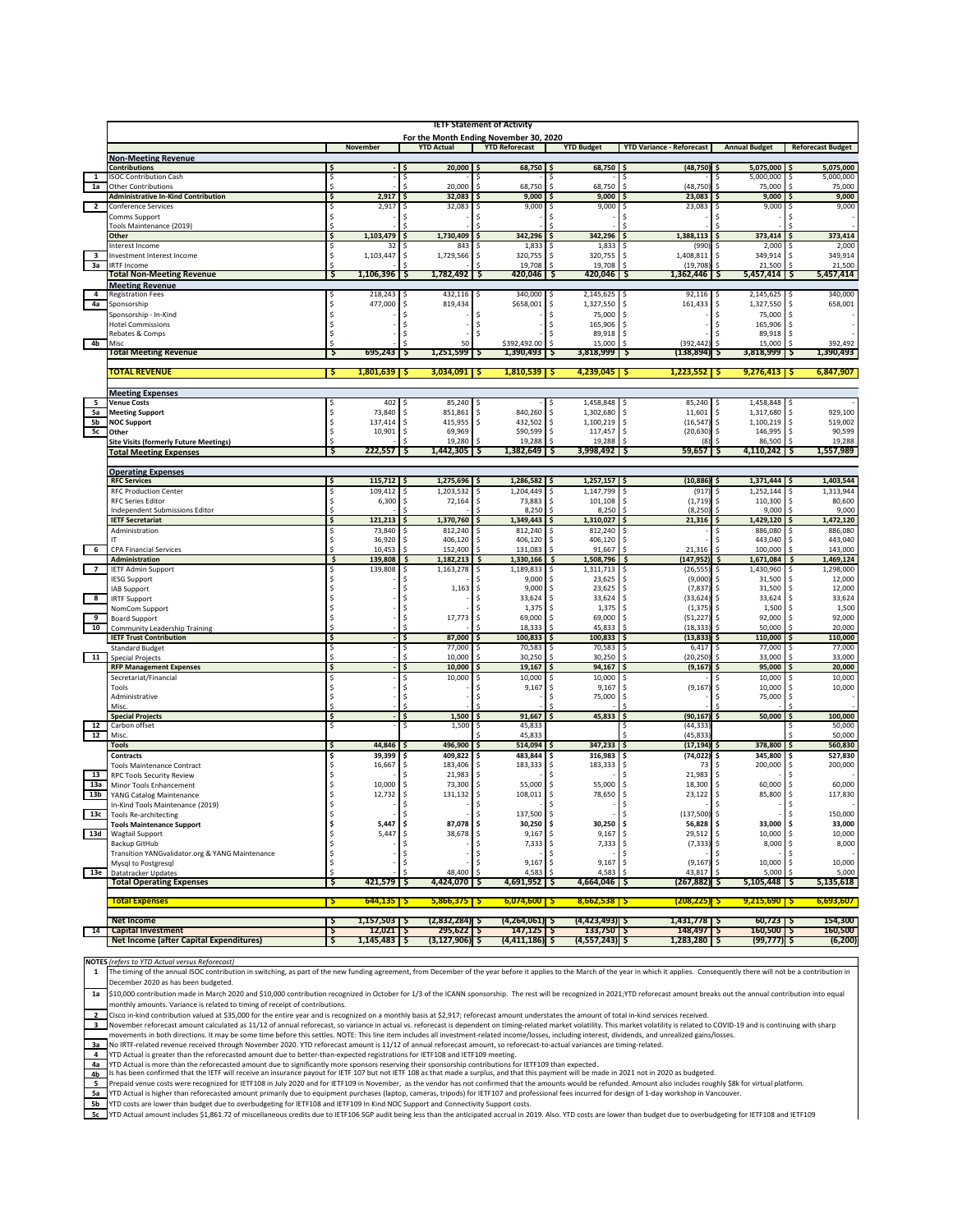# IETF Statement of Activity

## For the Month Ending November 30, 2020

| | | November | YTD Actual | YTD Reforecast | YTD Budget | YTD Variance - Reforecast | Annual Budget | Reforecast Budget |
|---|---|---|---|---|---|---|---|---|
| | **Non-Meeting Revenue** | | | | | | | |
| | **Contributions** | $ - | $ 20,000 | $ 68,750 | $ 68,750 | $ (48,750) | $ 5,075,000 | $ 5,075,000 |
| 1 | ISOC Contribution Cash | $ - | $ - | $ - | $ - | $ - | $ 5,000,000 | $ 5,000,000 |
| 1a | Other Contributions | $ - | $ 20,000 | $ 68,750 | $ 68,750 | $ (48,750) | $ 75,000 | $ 75,000 |
| | **Administrative In-Kind Contribution** | $ 2,917 | $ 32,083 | $ 9,000 | $ 9,000 | $ 23,083 | $ 9,000 | $ 9,000 |
| 2 | Conference Services | $ 2,917 | $ 32,083 | $ 9,000 | $ 9,000 | $ 23,083 | $ 9,000 | $ 9,000 |
| | Comms Support | $ - | $ - | $ - | $ - | $ - | $ - | $ - |
| | Tools Maintenance (2019) | $ - | $ - | $ - | $ - | $ - | $ - | $ - |
| | **Other** | $ 1,103,479 | $ 1,730,409 | $ 342,296 | $ 342,296 | $ 1,388,113 | $ 373,414 | $ 373,414 |
| | Interest Income | $ 32 | $ 843 | $ 1,833 | $ 1,833 | $ (990) | $ 2,000 | $ 2,000 |
| 3 | Investment Interest Income | $ 1,103,447 | $ 1,729,566 | $ 320,755 | $ 320,755 | $ 1,408,811 | $ 349,914 | $ 349,914 |
| 3a | IRTF Income | $ - | $ - | $ 19,708 | $ 19,708 | $ (19,708) | $ 21,500 | $ 21,500 |
| | **Total Non-Meeting Revenue** | $ 1,106,396 | $ 1,782,492 | $ 420,046 | $ 420,046 | $ 1,362,446 | $ 5,457,414 | $ 5,457,414 |
| | **Meeting Revenue** | | | | | | | |
| 4 | Registration Fees | $ 218,243 | $ 432,116 | $ 340,000 | $ 2,145,625 | $ 92,116 | $ 2,145,625 | $ 340,000 |
| 4a | Sponsorship | $ 477,000 | $ 819,434 | $658,001 | $ 1,327,550 | $ 161,433 | $ 1,327,550 | $ 658,001 |
| | Sponsorship - In-Kind | $ - | $ - | $ - | $ 75,000 | $ - | $ 75,000 | $ - |
| | Hotel Commissions | $ - | $ - | $ - | $ 165,906 | $ - | $ 165,906 | $ - |
| | Rebates & Comps | $ - | $ - | $ - | $ 89,918 | $ - | $ 89,918 | $ - |
| 4b | Misc | $ - | $ 50 | $392,492.00 | $ 15,000 | $ (392,442) | $ 15,000 | $ 392,492 |
| | **Total Meeting Revenue** | $ 695,243 | $ 1,251,599 | $ 1,390,493 | $ 3,818,999 | $ (138,894) | $ 3,818,999 | $ 1,390,493 |
| | **TOTAL REVENUE** | $ 1,801,639 | $ 3,034,091 | $ 1,810,539 | $ 4,239,045 | $ 1,223,552 | $ 9,276,413 | $ 6,847,907 |
| | **Meeting Expenses** | | | | | | | |
| 5 | **Venue Costs** | $ 402 | $ 85,240 | $ - | $ 1,458,848 | $ 85,240 | $ 1,458,848 | $ - |
| 5a | **Meeting Support** | $ 73,840 | $ 851,861 | $ 840,260 | $ 1,302,680 | $ 11,601 | $ 1,317,680 | $ 929,100 |
| 5b | **NOC Support** | $ 137,414 | $ 415,955 | $ 432,502 | $ 1,100,219 | $ (16,547) | $ 1,100,219 | $ 519,002 |
| 5c | **Other** | $ 10,901 | $ 69,969 | $90,599 | $ 117,457 | $ (20,630) | $ 146,995 | $ 90,599 |
| | **Site Visits (formerly Future Meetings)** | $ - | $ 19,280 | $ 19,288 | $ 19,288 | $ (8) | $ 86,500 | $ 19,288 |
| | **Total Meeting Expenses** | $ 222,557 | $ 1,442,305 | $ 1,382,649 | $ 3,998,492 | $ 59,657 | $ 4,110,242 | $ 1,557,989 |
| | **Operating Expenses** | | | | | | | |
| | **RFC Services** | $ 115,712 | $ 1,275,696 | $ 1,286,582 | $ 1,257,157 | $ (10,886) | $ 1,371,444 | $ 1,403,544 |
| | RFC Production Center | $ 109,412 | $ 1,203,532 | $ 1,204,449 | $ 1,147,799 | $ (917) | $ 1,252,144 | $ 1,313,944 |
| | RFC Series Editor | $ 6,300 | $ 72,164 | $ 73,883 | $ 101,108 | $ (1,719) | $ 110,300 | $ 80,600 |
| | Independent Submissions Editor | $ - | $ - | $ 8,250 | $ 8,250 | $ (8,250) | $ 9,000 | $ 9,000 |
| | **IETF Secretariat** | $ 121,213 | $ 1,370,760 | $ 1,349,443 | $ 1,310,027 | $ 21,316 | $ 1,429,120 | $ 1,472,120 |
| | Administration | $ 73,840 | $ 812,240 | $ 812,240 | $ 812,240 | $ - | $ 886,080 | $ 886,080 |
| | IT | $ 36,920 | $ 406,120 | $ 406,120 | $ 406,120 | $ - | $ 443,040 | $ 443,040 |
| 6 | CPA Financial Services | $ 10,453 | $ 152,400 | $ 131,083 | $ 91,667 | $ 21,316 | $ 100,000 | $ 143,000 |
| | **Administration** | $ 139,808 | $ 1,182,213 | $ 1,330,166 | $ 1,508,796 | $ (147,952) | $ 1,671,084 | $ 1,469,124 |
| 7 | IETF Admin Support | $ 139,808 | $ 1,163,278 | $ 1,189,833 | $ 1,311,713 | $ (26,555) | $ 1,430,960 | $ 1,298,000 |
| | IESG Support | $ - | $ - | $ 9,000 | $ 23,625 | $ (9,000) | $ 31,500 | $ 12,000 |
| | IAB Support | $ - | $ 1,163 | $ 9,000 | $ 23,625 | $ (7,837) | $ 31,500 | $ 12,000 |
| 8 | IRTF Support | $ - | $ - | $ 33,624 | $ 33,624 | $ (33,624) | $ 33,624 | $ 33,624 |
| | NomCom Support | $ - | $ - | $ 1,375 | $ 1,375 | $ (1,375) | $ 1,500 | $ 1,500 |
| 9 | Board Support | $ - | $ 17,773 | $ 69,000 | $ 69,000 | $ (51,227) | $ 92,000 | $ 92,000 |
| 10 | Community Leadership Training | $ - | $ - | $ 18,333 | $ 45,833 | $ (18,333) | $ 50,000 | $ 20,000 |
| | **IETF Trust Contribution** | $ - | $ 87,000 | $ 100,833 | $ 100,833 | $ (13,833) | $ 110,000 | $ 110,000 |
| | Standard Budget | $ - | $ 77,000 | $ 70,583 | $ 70,583 | $ 6,417 | $ 77,000 | $ 77,000 |
| 11 | Special Projects | $ - | $ 10,000 | $ 30,250 | $ 30,250 | $ (20,250) | $ 33,000 | $ 33,000 |
| | **RFP Management Expenses** | $ - | $ 10,000 | $ 19,167 | $ 94,167 | $ (9,167) | $ 95,000 | $ 20,000 |
| | Secretariat/Financial | $ - | $ 10,000 | $ 10,000 | $ 10,000 | $ - | $ 10,000 | $ 10,000 |
| | Tools | $ - | $ - | $ 9,167 | $ 9,167 | $ (9,167) | $ 10,000 | $ 10,000 |
| | Administrative | $ - | $ - | $ - | $ 75,000 | $ - | $ 75,000 | $ - |
| | Misc. | $ - | $ - | $ - | $ - | $ - | $ - | $ - |
| | **Special Projects** | $ - | $ 1,500 | $ 91,667 | $ 45,833 | $ (90,167) | $ 50,000 | $ 100,000 |
| 12 | Carbon offset | $ - | $ 1,500 | $ 45,833 | | $ (44,333) | | $ 50,000 |
| 12 | Misc. | | | $ 45,833 | | $ (45,833) | | $ 50,000 |
| | **Tools** | $ 44,846 | $ 496,900 | $ 514,094 | $ 347,233 | $ (17,194) | $ 378,800 | $ 560,830 |
| | **Contracts** | $ 39,399 | $ 409,822 | $ 483,844 | $ 316,983 | $ (74,022) | $ 345,800 | $ 527,830 |
| | Tools Maintenance Contract | $ 16,667 | $ 183,406 | $ 183,333 | $ 183,333 | $ 73 | $ 200,000 | $ 200,000 |
| 13 | RPC Tools Security Review | $ - | $ 21,983 | $ - | $ - | $ 21,983 | $ - | $ - |
| 13a | Minor Tools Enhancement | $ 10,000 | $ 73,300 | $ 55,000 | $ 55,000 | $ 18,300 | $ 60,000 | $ 60,000 |
| 13b | YANG Catalog Maintenance | $ 12,732 | $ 131,132 | $ 108,011 | $ 78,650 | $ 23,122 | $ 85,800 | $ 117,830 |
| | In-Kind Tools Maintenance (2019) | $ - | $ - | $ - | $ - | $ - | $ - | $ - |
| 13c | Tools Re-architecting | $ - | $ - | $ 137,500 | $ - | $ (137,500) | $ - | $ 150,000 |
| | **Tools Maintenance Support** | $ 5,447 | $ 87,078 | $ 30,250 | $ 30,250 | $ 56,828 | $ 33,000 | $ 33,000 |
| 13d | Wagtail Support | $ 5,447 | $ 38,678 | $ 9,167 | $ 9,167 | $ 29,512 | $ 10,000 | $ 10,000 |
| | Backup GitHub | $ - | $ - | $ 7,333 | $ 7,333 | $ (7,333) | $ 8,000 | $ 8,000 |
| | Transition YANGvalidator.org & YANG Maintenance | $ - | $ - | $ - | $ - | $ - | $ - | $ - |
| | Mysql to Postgresql | $ - | $ - | $ 9,167 | $ 9,167 | $ (9,167) | $ 10,000 | $ 10,000 |
| 13e | Datatracker Updates | $ - | $ 48,400 | $ 4,583 | $ 4,583 | $ 43,817 | $ 5,000 | $ 5,000 |
| | **Total Operating Expenses** | $ 421,579 | $ 4,424,070 | $ 4,691,952 | $ 4,664,046 | $ (267,882) | $ 5,105,448 | $ 5,135,618 |
| | **Total Expenses** | $ 644,135 | $ 5,866,375 | $ 6,074,600 | $ 8,662,538 | $ (208,225) | $ 9,215,690 | $ 6,693,607 |
| | **Net Income** | $ 1,157,503 | $ (2,832,284) | $ (4,264,061) | $ (4,423,493) | $ 1,431,778 | $ 60,723 | $ 154,300 |
| 14 | **Capital Investment** | $ 12,021 | $ 295,622 | $ 147,125 | $ 133,750 | $ 148,497 | $ 160,500 | $ 160,500 |
| | **Net Income (after Capital Expenditures)** | $ 1,145,483 | $ (3,127,906) | $ (4,411,186) | $ (4,557,243) | $ 1,283,280 | $ (99,777) | $ (6,200) |

**NOTES** *(refers to YTD Actual versus Reforecast)*

| | |
|---|---|
| 1 | The timing of the annual ISOC contribution in switching, as part of the new funding agreement, from December of the year before it applies to the March of the year in which it applies. Consequently there will not be a contribution in December 2020 as has been budgeted. |
| 1a | $10,000 contribution made in March 2020 and $10,000 contribution recognized in October for 1/3 of the ICANN sponsorship. The rest will be recognized in 2021;YTD reforecast amount breaks out the annual contribution into equal monthly amounts. Variance is related to timing of receipt of contributions. |
| 2 | Cisco in-kind contribution valued at $35,000 for the entire year and is recognized on a monthly basis at $2,917; reforecast amount understates the amount of total in-kind services received. |
| 3 | November reforecast amount calculated as 11/12 of annual reforecast, so variance in actual vs. reforecast is dependent on timing-related market volatility. This market volatility is related to COVID-19 and is continuing with sharp movements in both directions. It may be some time before this settles. NOTE: This line item includes all investment-related income/losses, including interest, dividends, and unrealized gains/losses. |
| 3a | No IRTF-related revenue received through November 2020. YTD reforecast amount is 11/12 of annual reforecast amount, so reforecast-to-actual variances are timing-related. |
| 4 | YTD Actual is greater than the reforecasted amount due to better-than-expected registrations for IETF108 and IETF109 meeting. |
| 4a | YTD Actual is more than the reforecasted amount due to significantly more sponsors reserving their sponsorship contributions for IETF109 than expected. |
| 4b | Is has been confirmed that the IETF will receive an insurance payout for IETF 107 but not IETF 108 as that made a surplus, and that this payment will be made in 2021 not in 2020 as budgeted. |
| 5 | Prepaid venue costs were recognized for IETF108 in July 2020 and for IETF109 in November, as the vendor has not confirmed that the amounts would be refunded. Amount also includes roughly $8k for virtual platform. |
| 5a | YTD Actual is higher than reforecasted amount primarily due to equipment purchases (laptop, cameras, tripods) for IETF107 and professional fees incurred for design of 1-day workshop in Vancouver. |
| 5b | YTD costs are lower than budget due to overbudgeting for IETF108 and IETF109 In Kind NOC Support and Connectivity Support costs. |
| 5c | YTD Actual amount includes $1,861.72 of miscellaneous credits due to IETF106 SGP audit being less than the anticipated accrual in 2019. Also. YTD costs are lower than budget due to overbudgeting for IETF108 and IETF109 |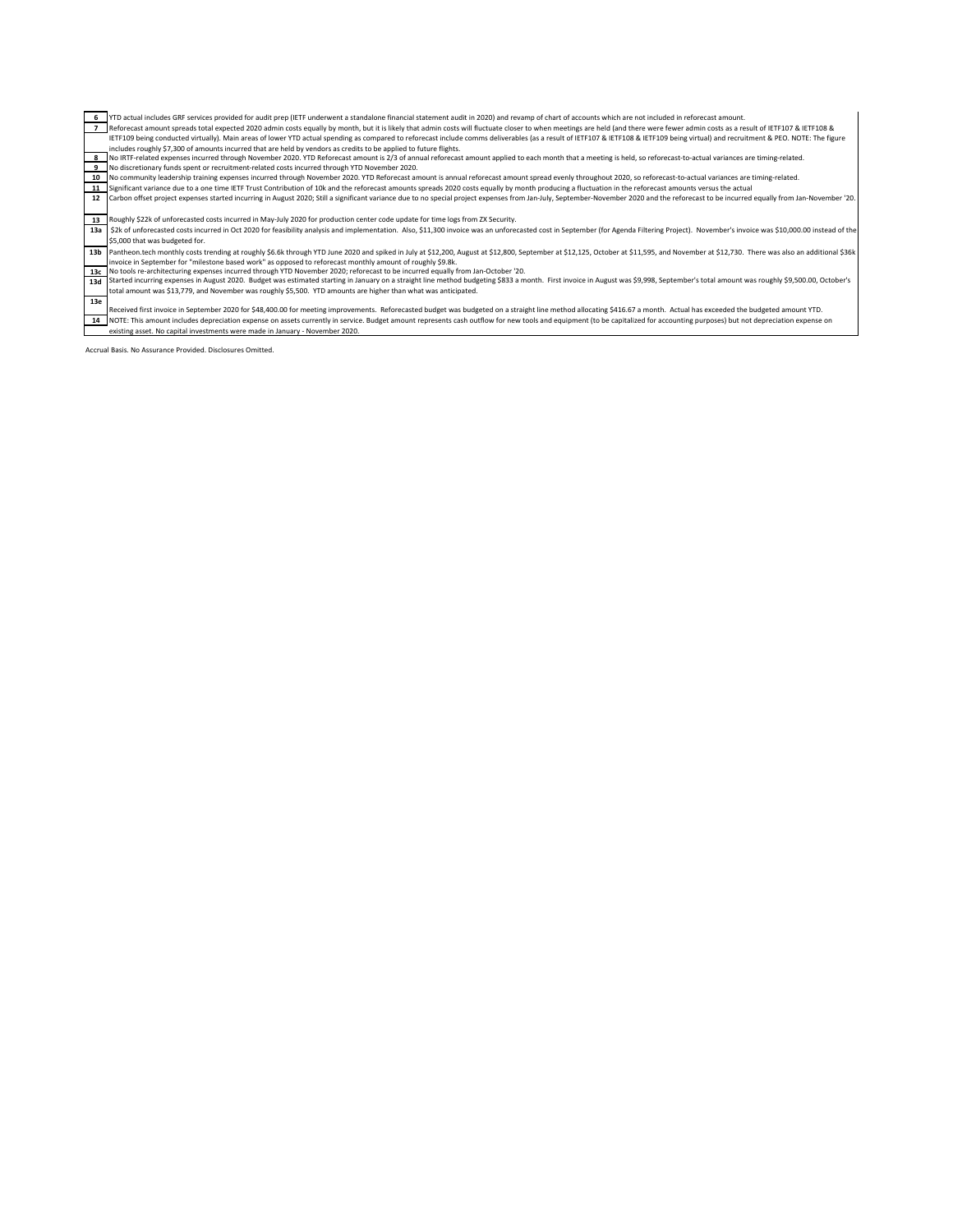| | |
|---|---|
| 6 | YTD actual includes GRF services provided for audit prep (IETF underwent a standalone financial statement audit in 2020) and revamp of chart of accounts which are not included in reforecast amount. |
| 7 | Reforecast amount spreads total expected 2020 admin costs equally by month, but it is likely that admin costs will fluctuate closer to when meetings are held (and there were fewer admin costs as a result of IETF107 & IETF108 & IETF109 being conducted virtually). Main areas of lower YTD actual spending as compared to reforecast include comms deliverables (as a result of IETF107 & IETF108 & IETF109 being virtual) and recruitment & PEO. NOTE: The figure includes roughly $7,300 of amounts incurred that are held by vendors as credits to be applied to future flights. |
| 8 | No IRTF-related expenses incurred through November 2020. YTD Reforecast amount is 2/3 of annual reforecast amount applied to each month that a meeting is held, so reforecast-to-actual variances are timing-related. |
| 9 | No discretionary funds spent or recruitment-related costs incurred through YTD November 2020. |
| 10 | No community leadership training expenses incurred through November 2020. YTD Reforecast amount is annual reforecast amount spread evenly throughout 2020, so reforecast-to-actual variances are timing-related. |
| 11 | Significant variance due to a one time IETF Trust Contribution of 10k and the reforecast amounts spreads 2020 costs equally by month producing a fluctuation in the reforecast amounts versus the actual |
| 12 | Carbon offset project expenses started incurring in August 2020; Still a significant variance due to no special project expenses from Jan-July, September-November 2020 and the reforecast to be incurred equally from Jan-November '20. |
| 13 | Roughly $22k of unforecasted costs incurred in May-July 2020 for production center code update for time logs from ZX Security. |
| 13a | $2k of unforecasted costs incurred in Oct 2020 for feasibility analysis and implementation. Also, $11,300 invoice was an unforecasted cost in September (for Agenda Filtering Project). November's invoice was $10,000.00 instead of the $5,000 that was budgeted for. |
| 13b | Pantheon.tech monthly costs trending at roughly $6.6k through YTD June 2020 and spiked in July at $12,200, August at $12,800, September at $12,125, October at $11,595, and November at $12,730. There was also an additional $36k invoice in September for "milestone based work" as opposed to reforecast monthly amount of roughly $9.8k. |
| 13c | No tools re-architecturing expenses incurred through YTD November 2020; reforecast to be incurred equally from Jan-October '20. |
| 13d | Started incurring expenses in August 2020. Budget was estimated starting in January on a straight line method budgeting $833 a month. First invoice in August was $9,998, September's total amount was roughly $9,500.00, October's total amount was $13,779, and November was roughly $5,500. YTD amounts are higher than what was anticipated. |
| 13e | Received first invoice in September 2020 for $48,400.00 for meeting improvements. Reforecasted budget was budgeted on a straight line method allocating $416.67 a month. Actual has exceeded the budgeted amount YTD. |
| 14 | NOTE: This amount includes depreciation expense on assets currently in service. Budget amount represents cash outflow for new tools and equipment (to be capitalized for accounting purposes) but not depreciation expense on existing asset. No capital investments were made in January - November 2020. |

Accrual Basis. No Assurance Provided. Disclosures Omitted.